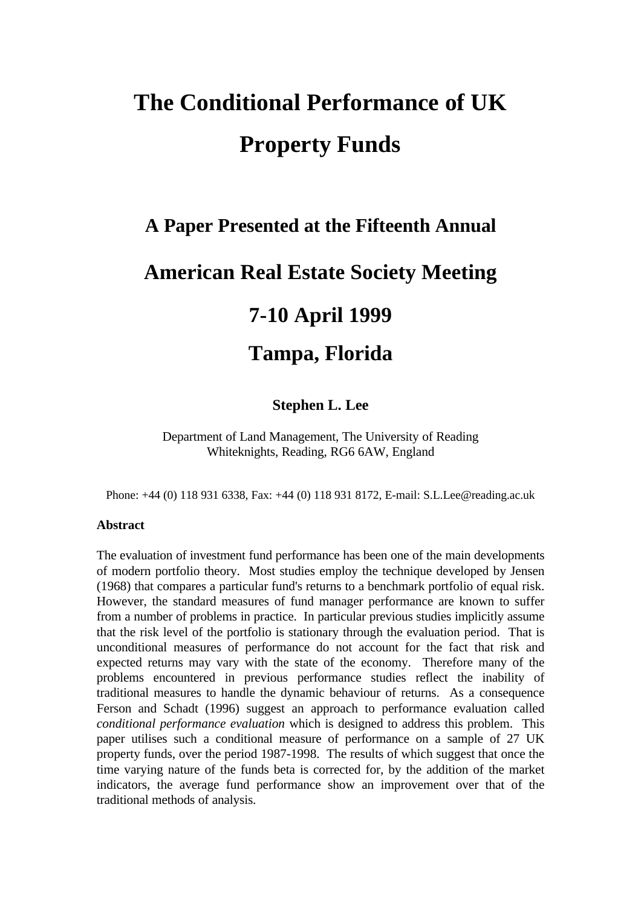# The Conditional Performance of UK Property Funds

## A Paper Presented at the Fifteenth Annual American Real Estate Society Meeting

## 7-10 April 1999

## Tampa, Florida

**Stephen L. Lee**

Department of Land Management, The University of Reading
Whiteknights, Reading, RG6 6AW, England

Phone: +44 (0) 118 931 6338, Fax: +44 (0) 118 931 8172, E-mail: S.L.Lee@reading.ac.uk

**Abstract**

The evaluation of investment fund performance has been one of the main developments of modern portfolio theory. Most studies employ the technique developed by Jensen (1968) that compares a particular fund's returns to a benchmark portfolio of equal risk. However, the standard measures of fund manager performance are known to suffer from a number of problems in practice. In particular previous studies implicitly assume that the risk level of the portfolio is stationary through the evaluation period. That is unconditional measures of performance do not account for the fact that risk and expected returns may vary with the state of the economy. Therefore many of the problems encountered in previous performance studies reflect the inability of traditional measures to handle the dynamic behaviour of returns. As a consequence Ferson and Schadt (1996) suggest an approach to performance evaluation called *conditional performance evaluation* which is designed to address this problem. This paper utilises such a conditional measure of performance on a sample of 27 UK property funds, over the period 1987-1998. The results of which suggest that once the time varying nature of the funds beta is corrected for, by the addition of the market indicators, the average fund performance show an improvement over that of the traditional methods of analysis.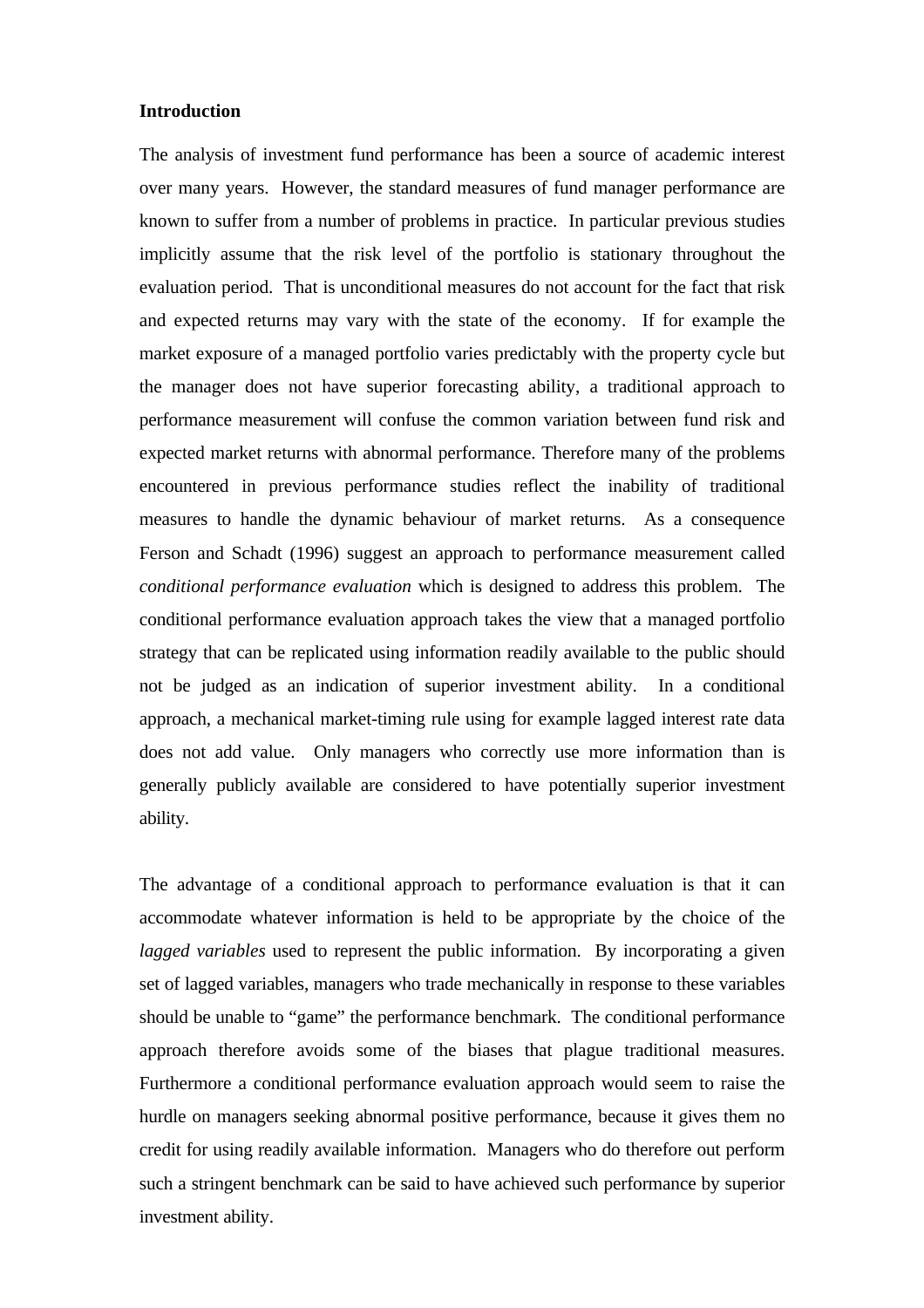**Introduction**

The analysis of investment fund performance has been a source of academic interest over many years. However, the standard measures of fund manager performance are known to suffer from a number of problems in practice. In particular previous studies implicitly assume that the risk level of the portfolio is stationary throughout the evaluation period. That is unconditional measures do not account for the fact that risk and expected returns may vary with the state of the economy. If for example the market exposure of a managed portfolio varies predictably with the property cycle but the manager does not have superior forecasting ability, a traditional approach to performance measurement will confuse the common variation between fund risk and expected market returns with abnormal performance. Therefore many of the problems encountered in previous performance studies reflect the inability of traditional measures to handle the dynamic behaviour of market returns. As a consequence Ferson and Schadt (1996) suggest an approach to performance measurement called *conditional performance evaluation* which is designed to address this problem. The conditional performance evaluation approach takes the view that a managed portfolio strategy that can be replicated using information readily available to the public should not be judged as an indication of superior investment ability. In a conditional approach, a mechanical market-timing rule using for example lagged interest rate data does not add value. Only managers who correctly use more information than is generally publicly available are considered to have potentially superior investment ability.

The advantage of a conditional approach to performance evaluation is that it can accommodate whatever information is held to be appropriate by the choice of the *lagged variables* used to represent the public information. By incorporating a given set of lagged variables, managers who trade mechanically in response to these variables should be unable to "game" the performance benchmark. The conditional performance approach therefore avoids some of the biases that plague traditional measures. Furthermore a conditional performance evaluation approach would seem to raise the hurdle on managers seeking abnormal positive performance, because it gives them no credit for using readily available information. Managers who do therefore out perform such a stringent benchmark can be said to have achieved such performance by superior investment ability.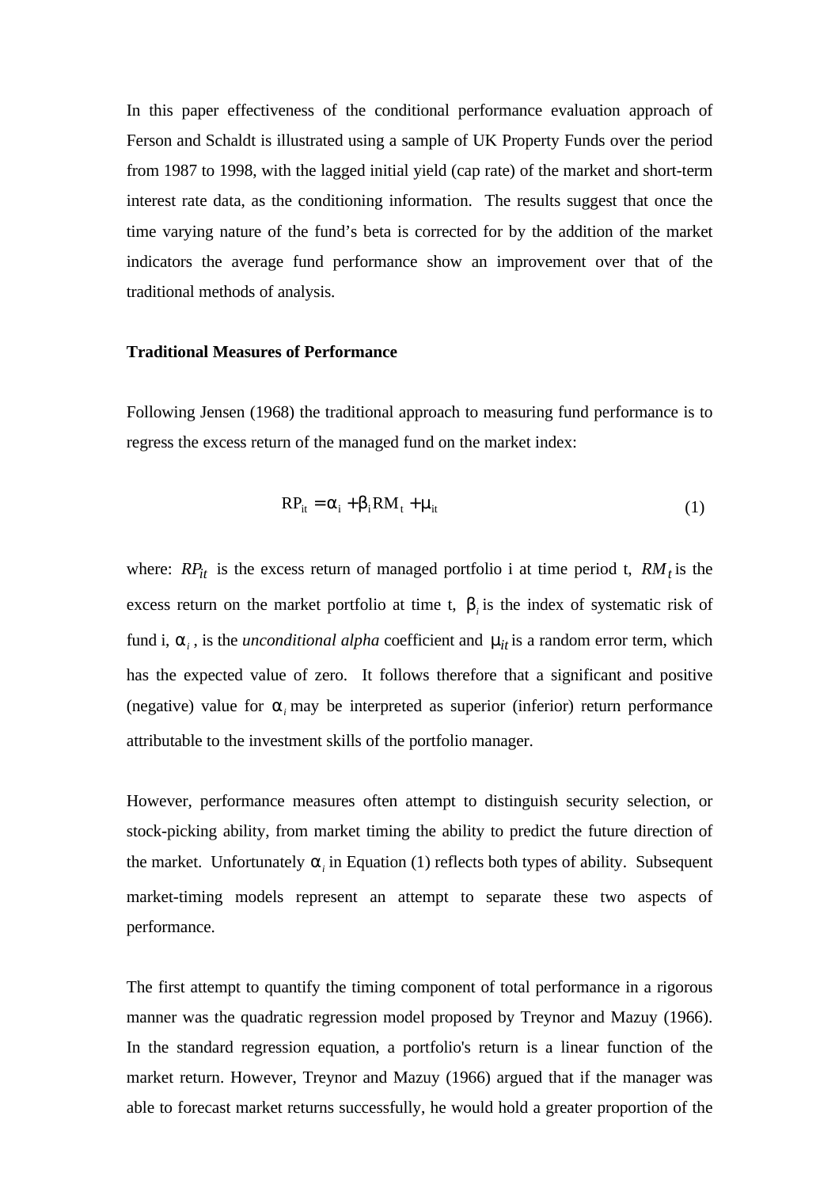In this paper effectiveness of the conditional performance evaluation approach of Ferson and Schaldt is illustrated using a sample of UK Property Funds over the period from 1987 to 1998, with the lagged initial yield (cap rate) of the market and short-term interest rate data, as the conditioning information. The results suggest that once the time varying nature of the fund's beta is corrected for by the addition of the market indicators the average fund performance show an improvement over that of the traditional methods of analysis.

**Traditional Measures of Performance**

Following Jensen (1968) the traditional approach to measuring fund performance is to regress the excess return of the managed fund on the market index:

$$RP_{it} = \alpha_i + \beta_i RM_t + \mu_{it} \tag{1}$$

where: $RP_{it}$ is the excess return of managed portfolio i at time period t, $RM_t$ is the excess return on the market portfolio at time t, $\beta_i$ is the index of systematic risk of fund i, $\alpha_i$, is the *unconditional alpha* coefficient and $\mu_{it}$ is a random error term, which has the expected value of zero. It follows therefore that a significant and positive (negative) value for $\alpha_i$ may be interpreted as superior (inferior) return performance attributable to the investment skills of the portfolio manager.

However, performance measures often attempt to distinguish security selection, or stock-picking ability, from market timing the ability to predict the future direction of the market. Unfortunately $\alpha_i$ in Equation (1) reflects both types of ability. Subsequent market-timing models represent an attempt to separate these two aspects of performance.

The first attempt to quantify the timing component of total performance in a rigorous manner was the quadratic regression model proposed by Treynor and Mazuy (1966). In the standard regression equation, a portfolio's return is a linear function of the market return. However, Treynor and Mazuy (1966) argued that if the manager was able to forecast market returns successfully, he would hold a greater proportion of the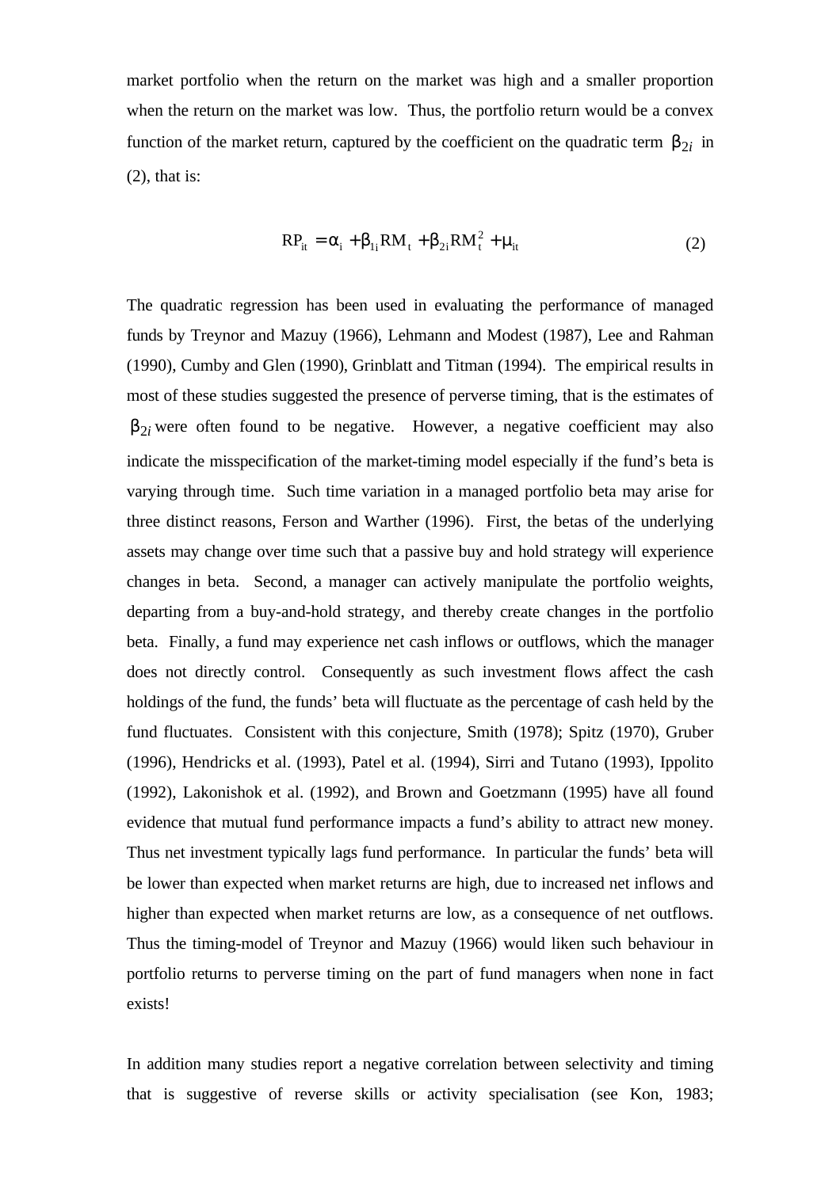market portfolio when the return on the market was high and a smaller proportion when the return on the market was low. Thus, the portfolio return would be a convex function of the market return, captured by the coefficient on the quadratic term $\beta_{2i}$ in (2), that is:

$$RP_{it} = \alpha_i + \beta_{1i} RM_t + \beta_{2i} RM_t^2 + \mu_{it} \tag{2}$$

The quadratic regression has been used in evaluating the performance of managed funds by Treynor and Mazuy (1966), Lehmann and Modest (1987), Lee and Rahman (1990), Cumby and Glen (1990), Grinblatt and Titman (1994). The empirical results in most of these studies suggested the presence of perverse timing, that is the estimates of $\beta_{2i}$ were often found to be negative. However, a negative coefficient may also indicate the misspecification of the market-timing model especially if the fund's beta is varying through time. Such time variation in a managed portfolio beta may arise for three distinct reasons, Ferson and Warther (1996). First, the betas of the underlying assets may change over time such that a passive buy and hold strategy will experience changes in beta. Second, a manager can actively manipulate the portfolio weights, departing from a buy-and-hold strategy, and thereby create changes in the portfolio beta. Finally, a fund may experience net cash inflows or outflows, which the manager does not directly control. Consequently as such investment flows affect the cash holdings of the fund, the funds' beta will fluctuate as the percentage of cash held by the fund fluctuates. Consistent with this conjecture, Smith (1978); Spitz (1970), Gruber (1996), Hendricks et al. (1993), Patel et al. (1994), Sirri and Tutano (1993), Ippolito (1992), Lakonishok et al. (1992), and Brown and Goetzmann (1995) have all found evidence that mutual fund performance impacts a fund's ability to attract new money. Thus net investment typically lags fund performance. In particular the funds' beta will be lower than expected when market returns are high, due to increased net inflows and higher than expected when market returns are low, as a consequence of net outflows. Thus the timing-model of Treynor and Mazuy (1966) would liken such behaviour in portfolio returns to perverse timing on the part of fund managers when none in fact exists!

In addition many studies report a negative correlation between selectivity and timing that is suggestive of reverse skills or activity specialisation (see Kon, 1983;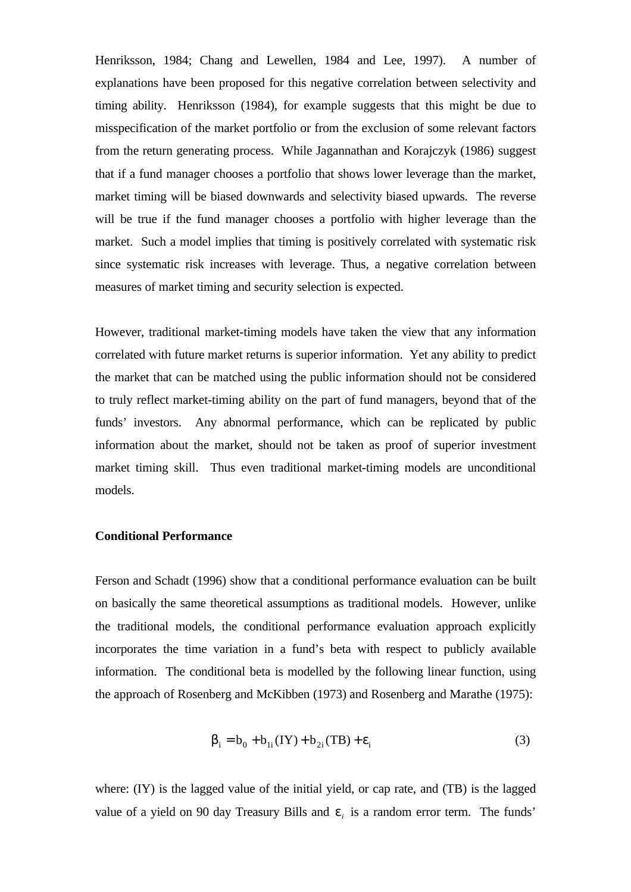Henriksson, 1984; Chang and Lewellen, 1984 and Lee, 1997). A number of explanations have been proposed for this negative correlation between selectivity and timing ability. Henriksson (1984), for example suggests that this might be due to misspecification of the market portfolio or from the exclusion of some relevant factors from the return generating process. While Jagannathan and Korajczyk (1986) suggest that if a fund manager chooses a portfolio that shows lower leverage than the market, market timing will be biased downwards and selectivity biased upwards. The reverse will be true if the fund manager chooses a portfolio with higher leverage than the market. Such a model implies that timing is positively correlated with systematic risk since systematic risk increases with leverage. Thus, a negative correlation between measures of market timing and security selection is expected.

However, traditional market-timing models have taken the view that any information correlated with future market returns is superior information. Yet any ability to predict the market that can be matched using the public information should not be considered to truly reflect market-timing ability on the part of fund managers, beyond that of the funds' investors. Any abnormal performance, which can be replicated by public information about the market, should not be taken as proof of superior investment market timing skill. Thus even traditional market-timing models are unconditional models.

**Conditional Performance**

Ferson and Schadt (1996) show that a conditional performance evaluation can be built on basically the same theoretical assumptions as traditional models. However, unlike the traditional models, the conditional performance evaluation approach explicitly incorporates the time variation in a fund's beta with respect to publicly available information. The conditional beta is modelled by the following linear function, using the approach of Rosenberg and McKibben (1973) and Rosenberg and Marathe (1975):

$$\beta_i = b_0 + b_{1i}(\mathrm{IY}) + b_{2i}(\mathrm{TB}) + \varepsilon_i \tag{3}$$

where: (IY) is the lagged value of the initial yield, or cap rate, and (TB) is the lagged value of a yield on 90 day Treasury Bills and $\varepsilon_i$ is a random error term. The funds'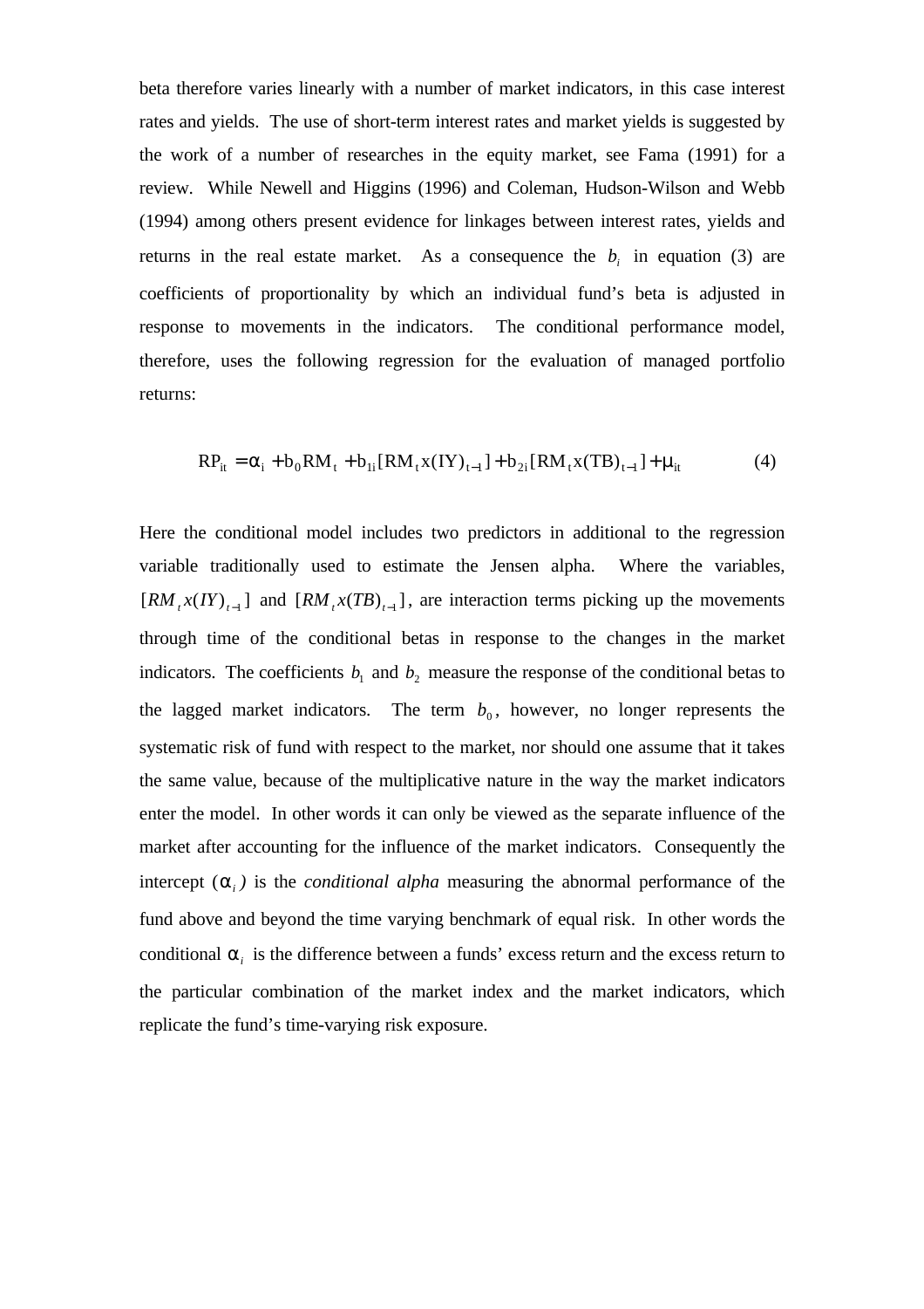beta therefore varies linearly with a number of market indicators, in this case interest rates and yields. The use of short-term interest rates and market yields is suggested by the work of a number of researches in the equity market, see Fama (1991) for a review. While Newell and Higgins (1996) and Coleman, Hudson-Wilson and Webb (1994) among others present evidence for linkages between interest rates, yields and returns in the real estate market. As a consequence the $b_i$ in equation (3) are coefficients of proportionality by which an individual fund's beta is adjusted in response to movements in the indicators. The conditional performance model, therefore, uses the following regression for the evaluation of managed portfolio returns:

$$RP_{it} = \alpha_i + b_0 RM_t + b_{1i}[RM_t x(IY)_{t-1}] + b_{2i}[RM_t x(TB)_{t-1}] + \mu_{it} \qquad (4)$$

Here the conditional model includes two predictors in additional to the regression variable traditionally used to estimate the Jensen alpha. Where the variables, $[RM_t x(IY)_{t-1}]$ and $[RM_t x(TB)_{t-1}]$, are interaction terms picking up the movements through time of the conditional betas in response to the changes in the market indicators. The coefficients $b_1$ and $b_2$ measure the response of the conditional betas to the lagged market indicators. The term $b_0$, however, no longer represents the systematic risk of fund with respect to the market, nor should one assume that it takes the same value, because of the multiplicative nature in the way the market indicators enter the model. In other words it can only be viewed as the separate influence of the market after accounting for the influence of the market indicators. Consequently the intercept ($\alpha_i$) is the *conditional alpha* measuring the abnormal performance of the fund above and beyond the time varying benchmark of equal risk. In other words the conditional $\alpha_i$ is the difference between a funds' excess return and the excess return to the particular combination of the market index and the market indicators, which replicate the fund's time-varying risk exposure.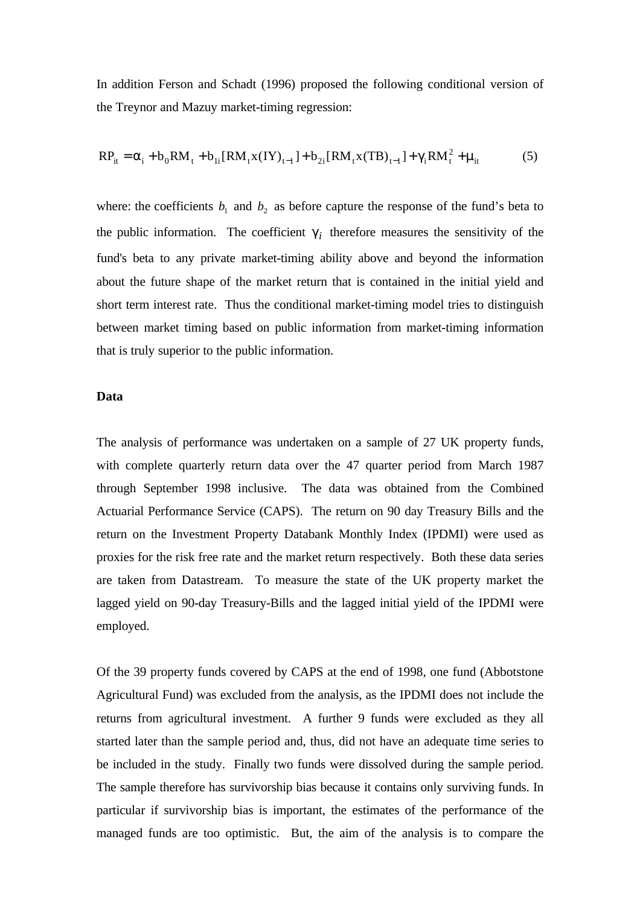In addition Ferson and Schadt (1996) proposed the following conditional version of the Treynor and Mazuy market-timing regression:

$$RP_{it} = \alpha_i + b_0 RM_t + b_{1i}[RM_t x(IY)_{t-1}] + b_{2i}[RM_t x(TB)_{t-1}] + \gamma_i RM_t^2 + \mu_{it} \qquad (5)$$

where: the coefficients $b_1$ and $b_2$ as before capture the response of the fund's beta to the public information. The coefficient $\gamma_i$ therefore measures the sensitivity of the fund's beta to any private market-timing ability above and beyond the information about the future shape of the market return that is contained in the initial yield and short term interest rate. Thus the conditional market-timing model tries to distinguish between market timing based on public information from market-timing information that is truly superior to the public information.

**Data**

The analysis of performance was undertaken on a sample of 27 UK property funds, with complete quarterly return data over the 47 quarter period from March 1987 through September 1998 inclusive. The data was obtained from the Combined Actuarial Performance Service (CAPS). The return on 90 day Treasury Bills and the return on the Investment Property Databank Monthly Index (IPDMI) were used as proxies for the risk free rate and the market return respectively. Both these data series are taken from Datastream. To measure the state of the UK property market the lagged yield on 90-day Treasury-Bills and the lagged initial yield of the IPDMI were employed.

Of the 39 property funds covered by CAPS at the end of 1998, one fund (Abbotstone Agricultural Fund) was excluded from the analysis, as the IPDMI does not include the returns from agricultural investment. A further 9 funds were excluded as they all started later than the sample period and, thus, did not have an adequate time series to be included in the study. Finally two funds were dissolved during the sample period. The sample therefore has survivorship bias because it contains only surviving funds. In particular if survivorship bias is important, the estimates of the performance of the managed funds are too optimistic. But, the aim of the analysis is to compare the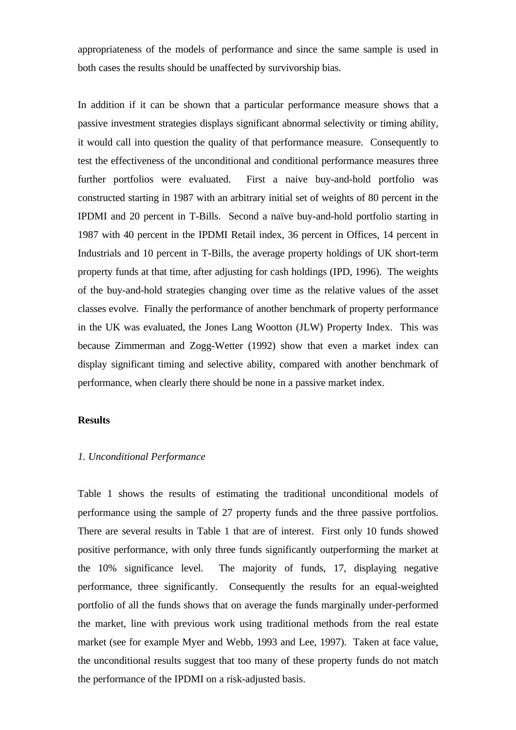appropriateness of the models of performance and since the same sample is used in both cases the results should be unaffected by survivorship bias.

In addition if it can be shown that a particular performance measure shows that a passive investment strategies displays significant abnormal selectivity or timing ability, it would call into question the quality of that performance measure. Consequently to test the effectiveness of the unconditional and conditional performance measures three further portfolios were evaluated. First a naive buy-and-hold portfolio was constructed starting in 1987 with an arbitrary initial set of weights of 80 percent in the IPDMI and 20 percent in T-Bills. Second a naïve buy-and-hold portfolio starting in 1987 with 40 percent in the IPDMI Retail index, 36 percent in Offices, 14 percent in Industrials and 10 percent in T-Bills, the average property holdings of UK short-term property funds at that time, after adjusting for cash holdings (IPD, 1996). The weights of the buy-and-hold strategies changing over time as the relative values of the asset classes evolve. Finally the performance of another benchmark of property performance in the UK was evaluated, the Jones Lang Wootton (JLW) Property Index. This was because Zimmerman and Zogg-Wetter (1992) show that even a market index can display significant timing and selective ability, compared with another benchmark of performance, when clearly there should be none in a passive market index.

**Results**

*1. Unconditional Performance*

Table 1 shows the results of estimating the traditional unconditional models of performance using the sample of 27 property funds and the three passive portfolios. There are several results in Table 1 that are of interest. First only 10 funds showed positive performance, with only three funds significantly outperforming the market at the 10% significance level. The majority of funds, 17, displaying negative performance, three significantly. Consequently the results for an equal-weighted portfolio of all the funds shows that on average the funds marginally under-performed the market, line with previous work using traditional methods from the real estate market (see for example Myer and Webb, 1993 and Lee, 1997). Taken at face value, the unconditional results suggest that too many of these property funds do not match the performance of the IPDMI on a risk-adjusted basis.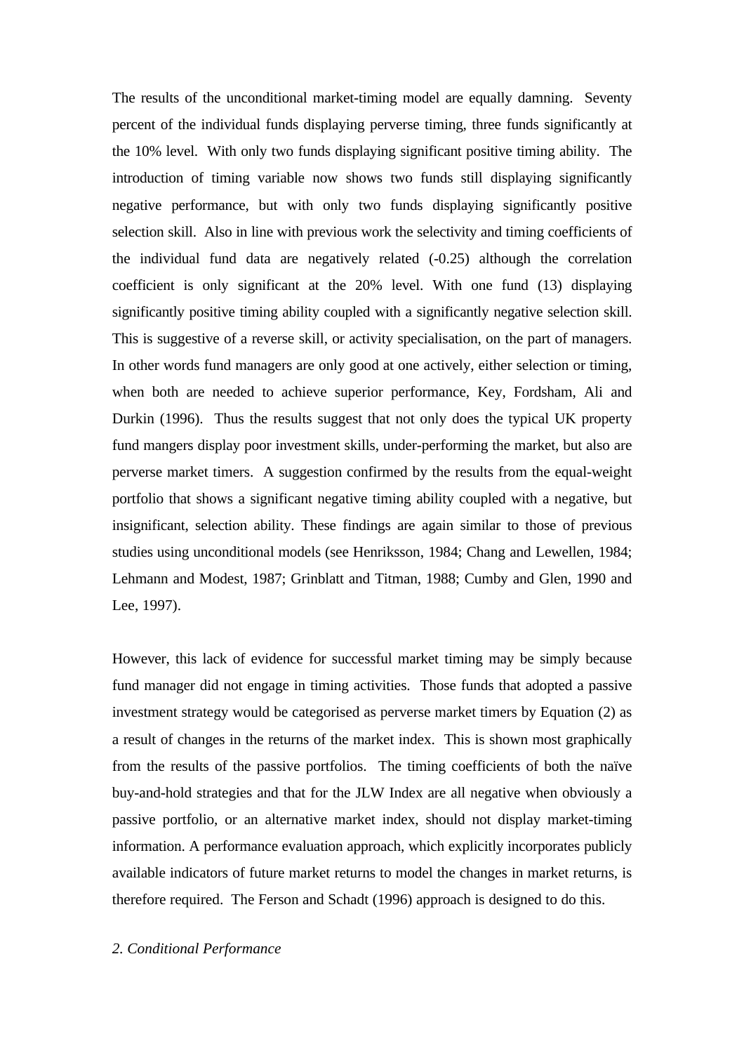The results of the unconditional market-timing model are equally damning. Seventy percent of the individual funds displaying perverse timing, three funds significantly at the 10% level. With only two funds displaying significant positive timing ability. The introduction of timing variable now shows two funds still displaying significantly negative performance, but with only two funds displaying significantly positive selection skill. Also in line with previous work the selectivity and timing coefficients of the individual fund data are negatively related (-0.25) although the correlation coefficient is only significant at the 20% level. With one fund (13) displaying significantly positive timing ability coupled with a significantly negative selection skill. This is suggestive of a reverse skill, or activity specialisation, on the part of managers. In other words fund managers are only good at one actively, either selection or timing, when both are needed to achieve superior performance, Key, Fordsham, Ali and Durkin (1996). Thus the results suggest that not only does the typical UK property fund mangers display poor investment skills, under-performing the market, but also are perverse market timers. A suggestion confirmed by the results from the equal-weight portfolio that shows a significant negative timing ability coupled with a negative, but insignificant, selection ability. These findings are again similar to those of previous studies using unconditional models (see Henriksson, 1984; Chang and Lewellen, 1984; Lehmann and Modest, 1987; Grinblatt and Titman, 1988; Cumby and Glen, 1990 and Lee, 1997).

However, this lack of evidence for successful market timing may be simply because fund manager did not engage in timing activities. Those funds that adopted a passive investment strategy would be categorised as perverse market timers by Equation (2) as a result of changes in the returns of the market index. This is shown most graphically from the results of the passive portfolios. The timing coefficients of both the naïve buy-and-hold strategies and that for the JLW Index are all negative when obviously a passive portfolio, or an alternative market index, should not display market-timing information. A performance evaluation approach, which explicitly incorporates publicly available indicators of future market returns to model the changes in market returns, is therefore required. The Ferson and Schadt (1996) approach is designed to do this.

*2. Conditional Performance*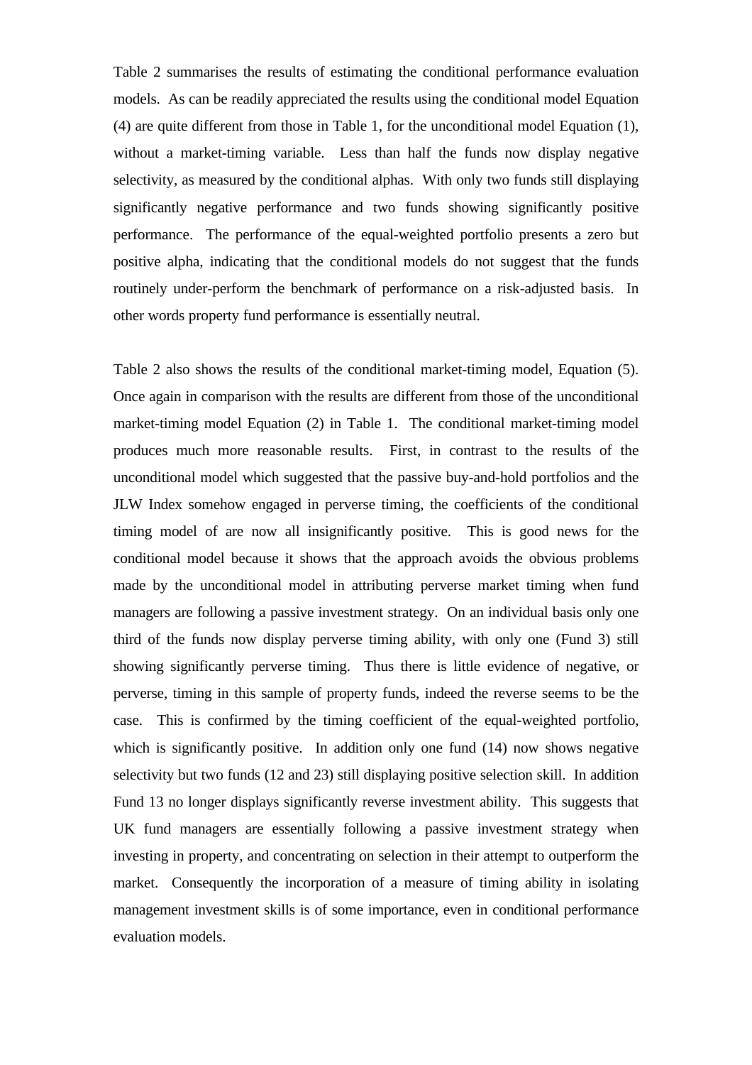Table 2 summarises the results of estimating the conditional performance evaluation models. As can be readily appreciated the results using the conditional model Equation (4) are quite different from those in Table 1, for the unconditional model Equation (1), without a market-timing variable. Less than half the funds now display negative selectivity, as measured by the conditional alphas. With only two funds still displaying significantly negative performance and two funds showing significantly positive performance. The performance of the equal-weighted portfolio presents a zero but positive alpha, indicating that the conditional models do not suggest that the funds routinely under-perform the benchmark of performance on a risk-adjusted basis. In other words property fund performance is essentially neutral.

Table 2 also shows the results of the conditional market-timing model, Equation (5). Once again in comparison with the results are different from those of the unconditional market-timing model Equation (2) in Table 1. The conditional market-timing model produces much more reasonable results. First, in contrast to the results of the unconditional model which suggested that the passive buy-and-hold portfolios and the JLW Index somehow engaged in perverse timing, the coefficients of the conditional timing model of are now all insignificantly positive. This is good news for the conditional model because it shows that the approach avoids the obvious problems made by the unconditional model in attributing perverse market timing when fund managers are following a passive investment strategy. On an individual basis only one third of the funds now display perverse timing ability, with only one (Fund 3) still showing significantly perverse timing. Thus there is little evidence of negative, or perverse, timing in this sample of property funds, indeed the reverse seems to be the case. This is confirmed by the timing coefficient of the equal-weighted portfolio, which is significantly positive. In addition only one fund (14) now shows negative selectivity but two funds (12 and 23) still displaying positive selection skill. In addition Fund 13 no longer displays significantly reverse investment ability. This suggests that UK fund managers are essentially following a passive investment strategy when investing in property, and concentrating on selection in their attempt to outperform the market. Consequently the incorporation of a measure of timing ability in isolating management investment skills is of some importance, even in conditional performance evaluation models.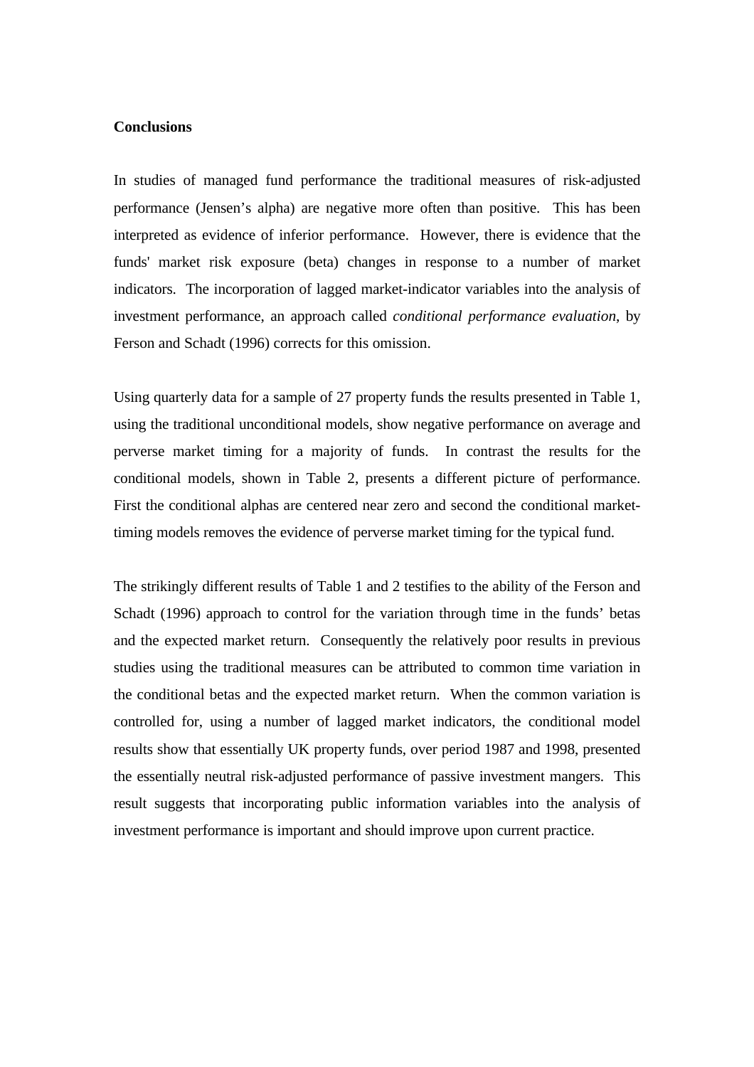**Conclusions**

In studies of managed fund performance the traditional measures of risk-adjusted performance (Jensen's alpha) are negative more often than positive. This has been interpreted as evidence of inferior performance. However, there is evidence that the funds' market risk exposure (beta) changes in response to a number of market indicators. The incorporation of lagged market-indicator variables into the analysis of investment performance, an approach called *conditional performance evaluation*, by Ferson and Schadt (1996) corrects for this omission.

Using quarterly data for a sample of 27 property funds the results presented in Table 1, using the traditional unconditional models, show negative performance on average and perverse market timing for a majority of funds. In contrast the results for the conditional models, shown in Table 2, presents a different picture of performance. First the conditional alphas are centered near zero and second the conditional market-timing models removes the evidence of perverse market timing for the typical fund.

The strikingly different results of Table 1 and 2 testifies to the ability of the Ferson and Schadt (1996) approach to control for the variation through time in the funds' betas and the expected market return. Consequently the relatively poor results in previous studies using the traditional measures can be attributed to common time variation in the conditional betas and the expected market return. When the common variation is controlled for, using a number of lagged market indicators, the conditional model results show that essentially UK property funds, over period 1987 and 1998, presented the essentially neutral risk-adjusted performance of passive investment mangers. This result suggests that incorporating public information variables into the analysis of investment performance is important and should improve upon current practice.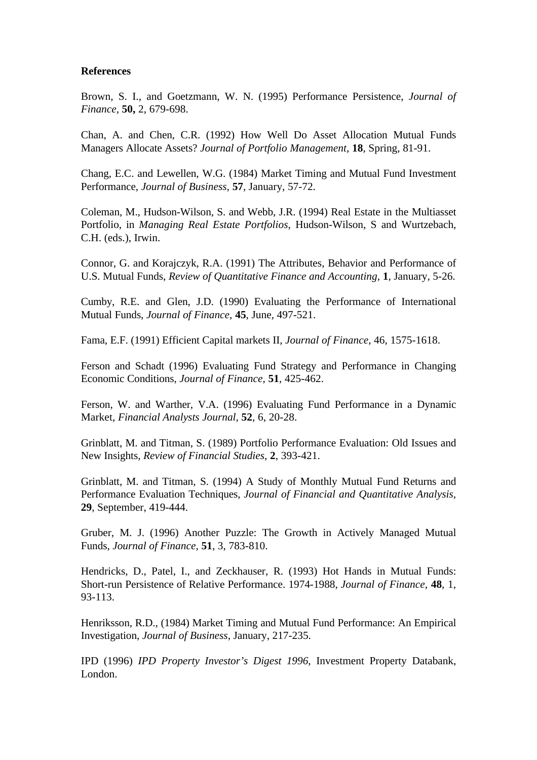**References**

Brown, S. I., and Goetzmann, W. N. (1995) Performance Persistence, *Journal of Finance*, **50,** 2, 679-698.

Chan, A. and Chen, C.R. (1992) How Well Do Asset Allocation Mutual Funds Managers Allocate Assets? *Journal of Portfolio Management*, **18**, Spring, 81-91.

Chang, E.C. and Lewellen, W.G. (1984) Market Timing and Mutual Fund Investment Performance, *Journal of Business*, **57**, January, 57-72.

Coleman, M., Hudson-Wilson, S. and Webb, J.R. (1994) Real Estate in the Multiasset Portfolio, in *Managing Real Estate Portfolios*, Hudson-Wilson, S and Wurtzebach, C.H. (eds.), Irwin.

Connor, G. and Korajczyk, R.A. (1991) The Attributes, Behavior and Performance of U.S. Mutual Funds, *Review of Quantitative Finance and Accounting*, **1**, January, 5-26.

Cumby, R.E. and Glen, J.D. (1990) Evaluating the Performance of International Mutual Funds, *Journal of Finance*, **45**, June, 497-521.

Fama, E.F. (1991) Efficient Capital markets II, *Journal of Finance*, 46, 1575-1618.

Ferson and Schadt (1996) Evaluating Fund Strategy and Performance in Changing Economic Conditions, *Journal of Finance*, **51**, 425-462.

Ferson, W. and Warther, V.A. (1996) Evaluating Fund Performance in a Dynamic Market, *Financial Analysts Journal*, **52**, 6, 20-28.

Grinblatt, M. and Titman, S. (1989) Portfolio Performance Evaluation: Old Issues and New Insights, *Review of Financial Studies*, **2**, 393-421.

Grinblatt, M. and Titman, S. (1994) A Study of Monthly Mutual Fund Returns and Performance Evaluation Techniques, *Journal of Financial and Quantitative Analysis*, **29**, September, 419-444.

Gruber, M. J. (1996) Another Puzzle: The Growth in Actively Managed Mutual Funds, *Journal of Finance*, **51**, 3, 783-810.

Hendricks, D., Patel, I., and Zeckhauser, R. (1993) Hot Hands in Mutual Funds: Short-run Persistence of Relative Performance. 1974-1988, *Journal of Finance*, **48**, 1, 93-113.

Henriksson, R.D., (1984) Market Timing and Mutual Fund Performance: An Empirical Investigation, *Journal of Business*, January, 217-235.

IPD (1996) *IPD Property Investor's Digest 1996*, Investment Property Databank, London.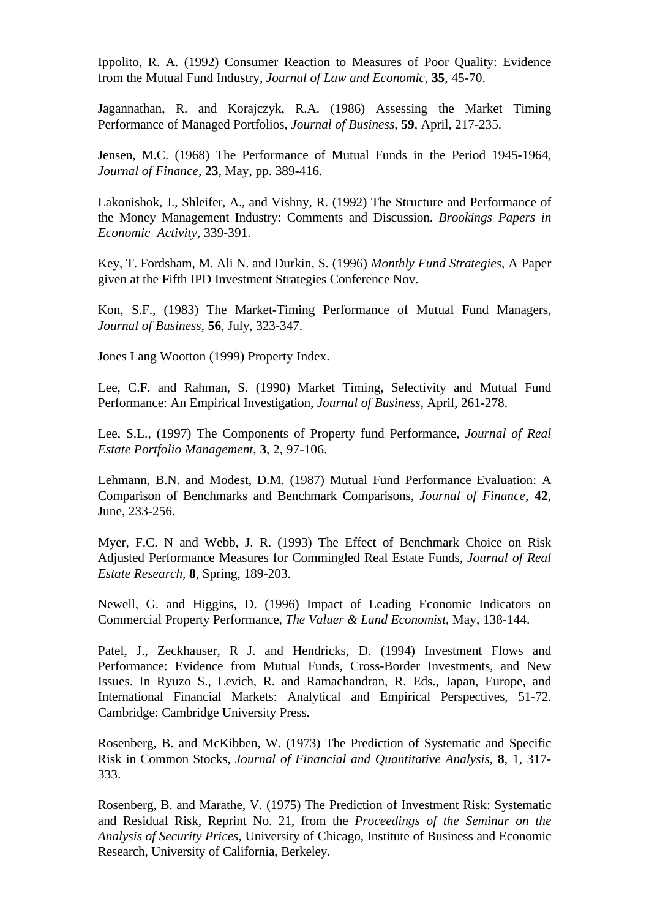Ippolito, R. A. (1992) Consumer Reaction to Measures of Poor Quality: Evidence from the Mutual Fund Industry, *Journal of Law and Economic*, **35**, 45-70.

Jagannathan, R. and Korajczyk, R.A. (1986) Assessing the Market Timing Performance of Managed Portfolios, *Journal of Business*, **59**, April, 217-235.

Jensen, M.C. (1968) The Performance of Mutual Funds in the Period 1945-1964, *Journal of Finance*, **23**, May, pp. 389-416.

Lakonishok, J., Shleifer, A., and Vishny, R. (1992) The Structure and Performance of the Money Management Industry: Comments and Discussion. *Brookings Papers in Economic Activity*, 339-391.

Key, T. Fordsham, M. Ali N. and Durkin, S. (1996) *Monthly Fund Strategies*, A Paper given at the Fifth IPD Investment Strategies Conference Nov.

Kon, S.F., (1983) The Market-Timing Performance of Mutual Fund Managers, *Journal of Business*, **56**, July, 323-347.

Jones Lang Wootton (1999) Property Index.

Lee, C.F. and Rahman, S. (1990) Market Timing, Selectivity and Mutual Fund Performance: An Empirical Investigation, *Journal of Business*, April, 261-278.

Lee, S.L., (1997) The Components of Property fund Performance, *Journal of Real Estate Portfolio Management*, **3**, 2, 97-106.

Lehmann, B.N. and Modest, D.M. (1987) Mutual Fund Performance Evaluation: A Comparison of Benchmarks and Benchmark Comparisons, *Journal of Finance*, **42**, June, 233-256.

Myer, F.C. N and Webb, J. R. (1993) The Effect of Benchmark Choice on Risk Adjusted Performance Measures for Commingled Real Estate Funds, *Journal of Real Estate Research*, **8**, Spring, 189-203.

Newell, G. and Higgins, D. (1996) Impact of Leading Economic Indicators on Commercial Property Performance, *The Valuer & Land Economist*, May, 138-144.

Patel, J., Zeckhauser, R J. and Hendricks, D. (1994) Investment Flows and Performance: Evidence from Mutual Funds, Cross-Border Investments, and New Issues. In Ryuzo S., Levich, R. and Ramachandran, R. Eds., Japan, Europe, and International Financial Markets: Analytical and Empirical Perspectives, 51-72. Cambridge: Cambridge University Press.

Rosenberg, B. and McKibben, W. (1973) The Prediction of Systematic and Specific Risk in Common Stocks, *Journal of Financial and Quantitative Analysis*, **8**, 1, 317-333.

Rosenberg, B. and Marathe, V. (1975) The Prediction of Investment Risk: Systematic and Residual Risk, Reprint No. 21, from the *Proceedings of the Seminar on the Analysis of Security Prices*, University of Chicago, Institute of Business and Economic Research, University of California, Berkeley.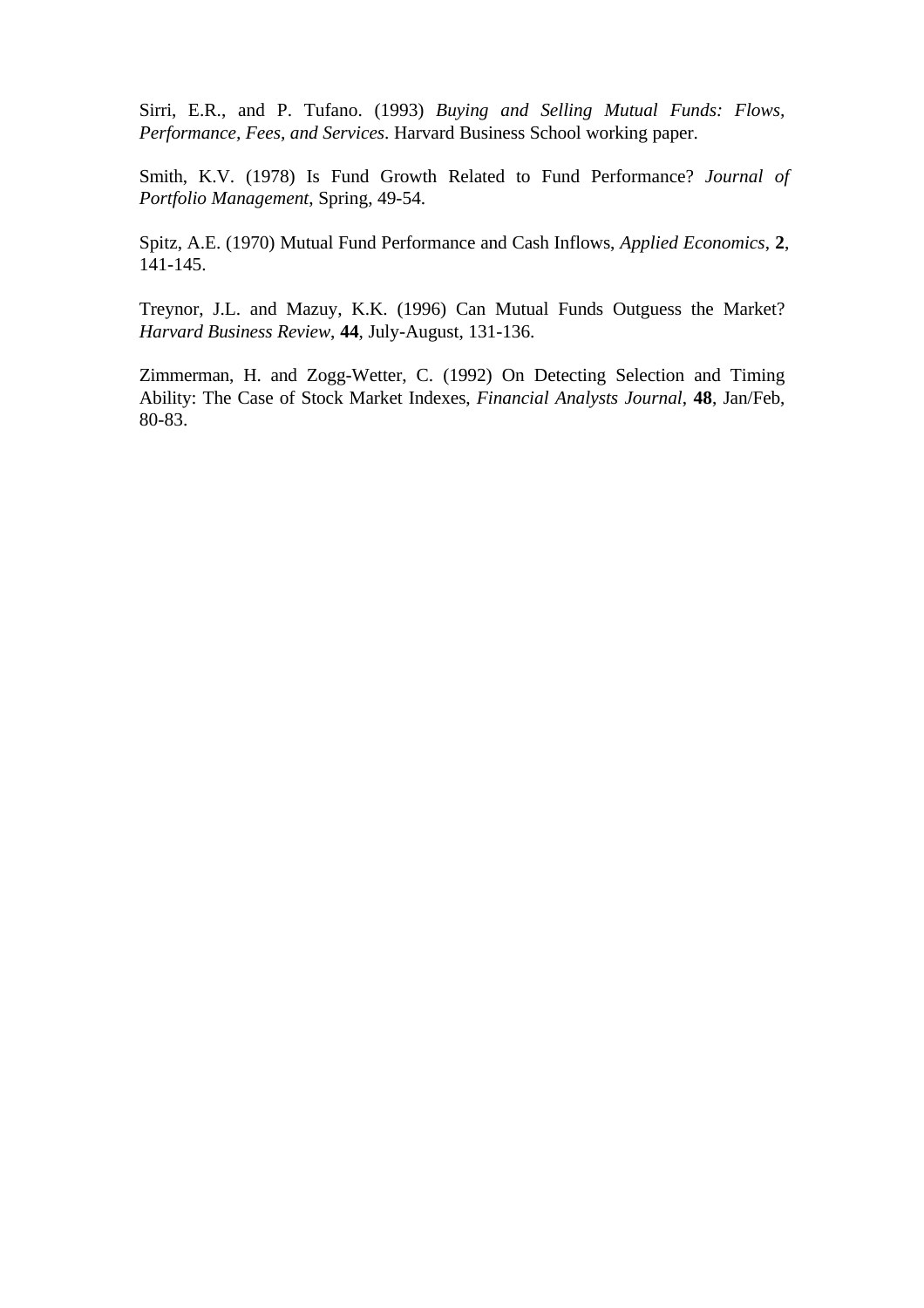Sirri, E.R., and P. Tufano. (1993) *Buying and Selling Mutual Funds: Flows, Performance, Fees, and Services*. Harvard Business School working paper.

Smith, K.V. (1978) Is Fund Growth Related to Fund Performance? *Journal of Portfolio Management*, Spring, 49-54.

Spitz, A.E. (1970) Mutual Fund Performance and Cash Inflows, *Applied Economics*, **2**, 141-145.

Treynor, J.L. and Mazuy, K.K. (1996) Can Mutual Funds Outguess the Market? *Harvard Business Review*, **44**, July-August, 131-136.

Zimmerman, H. and Zogg-Wetter, C. (1992) On Detecting Selection and Timing Ability: The Case of Stock Market Indexes, *Financial Analysts Journal*, **48**, Jan/Feb, 80-83.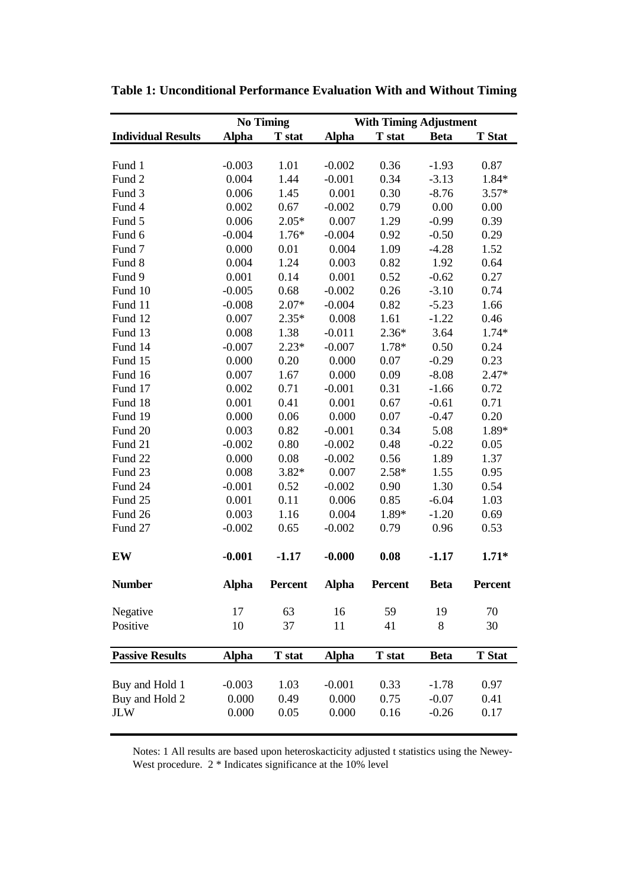**Table 1: Unconditional Performance Evaluation With and Without Timing**

| | No Timing | | With Timing Adjustment | | | |
|---|---|---|---|---|---|---|
| **Individual Results** | **Alpha** | **T stat** | **Alpha** | **T stat** | **Beta** | **T Stat** |
| Fund 1 | -0.003 | 1.01 | -0.002 | 0.36 | -1.93 | 0.87 |
| Fund 2 | 0.004 | 1.44 | -0.001 | 0.34 | -3.13 | 1.84* |
| Fund 3 | 0.006 | 1.45 | 0.001 | 0.30 | -8.76 | 3.57* |
| Fund 4 | 0.002 | 0.67 | -0.002 | 0.79 | 0.00 | 0.00 |
| Fund 5 | 0.006 | 2.05* | 0.007 | 1.29 | -0.99 | 0.39 |
| Fund 6 | -0.004 | 1.76* | -0.004 | 0.92 | -0.50 | 0.29 |
| Fund 7 | 0.000 | 0.01 | 0.004 | 1.09 | -4.28 | 1.52 |
| Fund 8 | 0.004 | 1.24 | 0.003 | 0.82 | 1.92 | 0.64 |
| Fund 9 | 0.001 | 0.14 | 0.001 | 0.52 | -0.62 | 0.27 |
| Fund 10 | -0.005 | 0.68 | -0.002 | 0.26 | -3.10 | 0.74 |
| Fund 11 | -0.008 | 2.07* | -0.004 | 0.82 | -5.23 | 1.66 |
| Fund 12 | 0.007 | 2.35* | 0.008 | 1.61 | -1.22 | 0.46 |
| Fund 13 | 0.008 | 1.38 | -0.011 | 2.36* | 3.64 | 1.74* |
| Fund 14 | -0.007 | 2.23* | -0.007 | 1.78* | 0.50 | 0.24 |
| Fund 15 | 0.000 | 0.20 | 0.000 | 0.07 | -0.29 | 0.23 |
| Fund 16 | 0.007 | 1.67 | 0.000 | 0.09 | -8.08 | 2.47* |
| Fund 17 | 0.002 | 0.71 | -0.001 | 0.31 | -1.66 | 0.72 |
| Fund 18 | 0.001 | 0.41 | 0.001 | 0.67 | -0.61 | 0.71 |
| Fund 19 | 0.000 | 0.06 | 0.000 | 0.07 | -0.47 | 0.20 |
| Fund 20 | 0.003 | 0.82 | -0.001 | 0.34 | 5.08 | 1.89* |
| Fund 21 | -0.002 | 0.80 | -0.002 | 0.48 | -0.22 | 0.05 |
| Fund 22 | 0.000 | 0.08 | -0.002 | 0.56 | 1.89 | 1.37 |
| Fund 23 | 0.008 | 3.82* | 0.007 | 2.58* | 1.55 | 0.95 |
| Fund 24 | -0.001 | 0.52 | -0.002 | 0.90 | 1.30 | 0.54 |
| Fund 25 | 0.001 | 0.11 | 0.006 | 0.85 | -6.04 | 1.03 |
| Fund 26 | 0.003 | 1.16 | 0.004 | 1.89* | -1.20 | 0.69 |
| Fund 27 | -0.002 | 0.65 | -0.002 | 0.79 | 0.96 | 0.53 |
| **EW** | **-0.001** | **-1.17** | **-0.000** | **0.08** | **-1.17** | **1.71*** |
| **Number** | **Alpha** | **Percent** | **Alpha** | **Percent** | **Beta** | **Percent** |
| Negative | 17 | 63 | 16 | 59 | 19 | 70 |
| Positive | 10 | 37 | 11 | 41 | 8 | 30 |
| **Passive Results** | **Alpha** | **T stat** | **Alpha** | **T stat** | **Beta** | **T Stat** |
| Buy and Hold 1 | -0.003 | 1.03 | -0.001 | 0.33 | -1.78 | 0.97 |
| Buy and Hold 2 | 0.000 | 0.49 | 0.000 | 0.75 | -0.07 | 0.41 |
| JLW | 0.000 | 0.05 | 0.000 | 0.16 | -0.26 | 0.17 |

Notes: 1 All results are based upon heteroskacticity adjusted t statistics using the Newey-West procedure. 2 * Indicates significance at the 10% level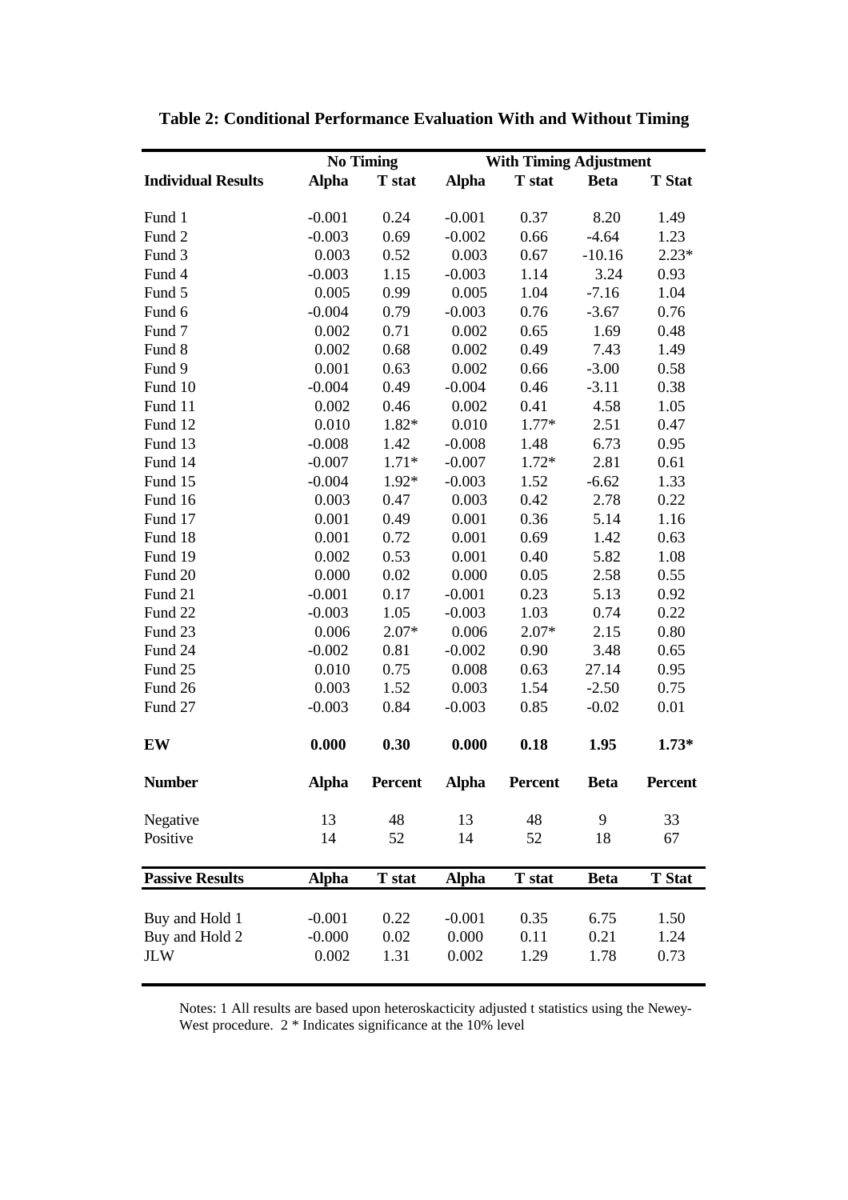**Table 2: Conditional Performance Evaluation With and Without Timing**

| | No Timing | | With Timing Adjustment | | | |
|---|---|---|---|---|---|---|
| **Individual Results** | **Alpha** | **T stat** | **Alpha** | **T stat** | **Beta** | **T Stat** |
| Fund 1 | -0.001 | 0.24 | -0.001 | 0.37 | 8.20 | 1.49 |
| Fund 2 | -0.003 | 0.69 | -0.002 | 0.66 | -4.64 | 1.23 |
| Fund 3 | 0.003 | 0.52 | 0.003 | 0.67 | -10.16 | 2.23* |
| Fund 4 | -0.003 | 1.15 | -0.003 | 1.14 | 3.24 | 0.93 |
| Fund 5 | 0.005 | 0.99 | 0.005 | 1.04 | -7.16 | 1.04 |
| Fund 6 | -0.004 | 0.79 | -0.003 | 0.76 | -3.67 | 0.76 |
| Fund 7 | 0.002 | 0.71 | 0.002 | 0.65 | 1.69 | 0.48 |
| Fund 8 | 0.002 | 0.68 | 0.002 | 0.49 | 7.43 | 1.49 |
| Fund 9 | 0.001 | 0.63 | 0.002 | 0.66 | -3.00 | 0.58 |
| Fund 10 | -0.004 | 0.49 | -0.004 | 0.46 | -3.11 | 0.38 |
| Fund 11 | 0.002 | 0.46 | 0.002 | 0.41 | 4.58 | 1.05 |
| Fund 12 | 0.010 | 1.82* | 0.010 | 1.77* | 2.51 | 0.47 |
| Fund 13 | -0.008 | 1.42 | -0.008 | 1.48 | 6.73 | 0.95 |
| Fund 14 | -0.007 | 1.71* | -0.007 | 1.72* | 2.81 | 0.61 |
| Fund 15 | -0.004 | 1.92* | -0.003 | 1.52 | -6.62 | 1.33 |
| Fund 16 | 0.003 | 0.47 | 0.003 | 0.42 | 2.78 | 0.22 |
| Fund 17 | 0.001 | 0.49 | 0.001 | 0.36 | 5.14 | 1.16 |
| Fund 18 | 0.001 | 0.72 | 0.001 | 0.69 | 1.42 | 0.63 |
| Fund 19 | 0.002 | 0.53 | 0.001 | 0.40 | 5.82 | 1.08 |
| Fund 20 | 0.000 | 0.02 | 0.000 | 0.05 | 2.58 | 0.55 |
| Fund 21 | -0.001 | 0.17 | -0.001 | 0.23 | 5.13 | 0.92 |
| Fund 22 | -0.003 | 1.05 | -0.003 | 1.03 | 0.74 | 0.22 |
| Fund 23 | 0.006 | 2.07* | 0.006 | 2.07* | 2.15 | 0.80 |
| Fund 24 | -0.002 | 0.81 | -0.002 | 0.90 | 3.48 | 0.65 |
| Fund 25 | 0.010 | 0.75 | 0.008 | 0.63 | 27.14 | 0.95 |
| Fund 26 | 0.003 | 1.52 | 0.003 | 1.54 | -2.50 | 0.75 |
| Fund 27 | -0.003 | 0.84 | -0.003 | 0.85 | -0.02 | 0.01 |
| **EW** | **0.000** | **0.30** | **0.000** | **0.18** | **1.95** | **1.73*** |
| **Number** | **Alpha** | **Percent** | **Alpha** | **Percent** | **Beta** | **Percent** |
| Negative | 13 | 48 | 13 | 48 | 9 | 33 |
| Positive | 14 | 52 | 14 | 52 | 18 | 67 |
| **Passive Results** | **Alpha** | **T stat** | **Alpha** | **T stat** | **Beta** | **T Stat** |
| Buy and Hold 1 | -0.001 | 0.22 | -0.001 | 0.35 | 6.75 | 1.50 |
| Buy and Hold 2 | -0.000 | 0.02 | 0.000 | 0.11 | 0.21 | 1.24 |
| JLW | 0.002 | 1.31 | 0.002 | 1.29 | 1.78 | 0.73 |

Notes: 1 All results are based upon heteroskacticity adjusted t statistics using the Newey-West procedure. 2 * Indicates significance at the 10% level